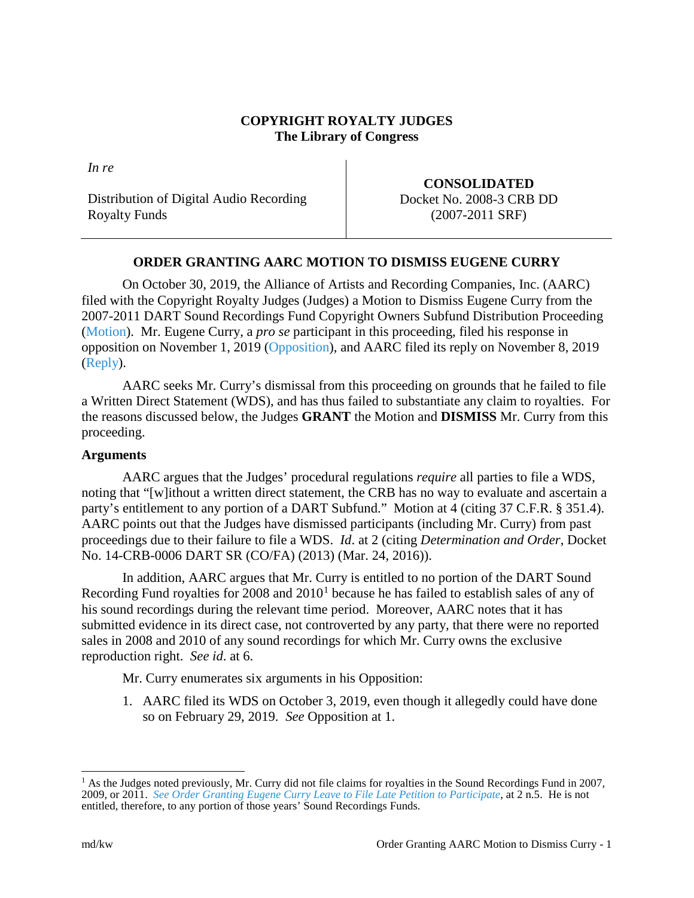**COPYRIGHT ROYALTY JUDGES**
**The Library of Congress**

| *In re* Distribution of Digital Audio Recording Royalty Funds | **CONSOLIDATED** Docket No. 2008-3 CRB DD (2007-2011 SRF) |
|---|---|

## ORDER GRANTING AARC MOTION TO DISMISS EUGENE CURRY

On October 30, 2019, the Alliance of Artists and Recording Companies, Inc. (AARC) filed with the Copyright Royalty Judges (Judges) a Motion to Dismiss Eugene Curry from the 2007-2011 DART Sound Recordings Fund Copyright Owners Subfund Distribution Proceeding (Motion). Mr. Eugene Curry, a *pro se* participant in this proceeding, filed his response in opposition on November 1, 2019 (Opposition), and AARC filed its reply on November 8, 2019 (Reply).

AARC seeks Mr. Curry's dismissal from this proceeding on grounds that he failed to file a Written Direct Statement (WDS), and has thus failed to substantiate any claim to royalties. For the reasons discussed below, the Judges **GRANT** the Motion and **DISMISS** Mr. Curry from this proceeding.

### Arguments

AARC argues that the Judges' procedural regulations *require* all parties to file a WDS, noting that "[w]ithout a written direct statement, the CRB has no way to evaluate and ascertain a party's entitlement to any portion of a DART Subfund." Motion at 4 (citing 37 C.F.R. § 351.4). AARC points out that the Judges have dismissed participants (including Mr. Curry) from past proceedings due to their failure to file a WDS. *Id*. at 2 (citing *Determination and Order*, Docket No. 14-CRB-0006 DART SR (CO/FA) (2013) (Mar. 24, 2016)).

In addition, AARC argues that Mr. Curry is entitled to no portion of the DART Sound Recording Fund royalties for 2008 and 2010[1] because he has failed to establish sales of any of his sound recordings during the relevant time period. Moreover, AARC notes that it has submitted evidence in its direct case, not controverted by any party, that there were no reported sales in 2008 and 2010 of any sound recordings for which Mr. Curry owns the exclusive reproduction right. *See id*. at 6.

Mr. Curry enumerates six arguments in his Opposition:

1. AARC filed its WDS on October 3, 2019, even though it allegedly could have done so on February 29, 2019. *See* Opposition at 1.

[1] As the Judges noted previously, Mr. Curry did not file claims for royalties in the Sound Recordings Fund in 2007, 2009, or 2011. *See Order Granting Eugene Curry Leave to File Late Petition to Participate*, at 2 n.5. He is not entitled, therefore, to any portion of those years' Sound Recordings Funds.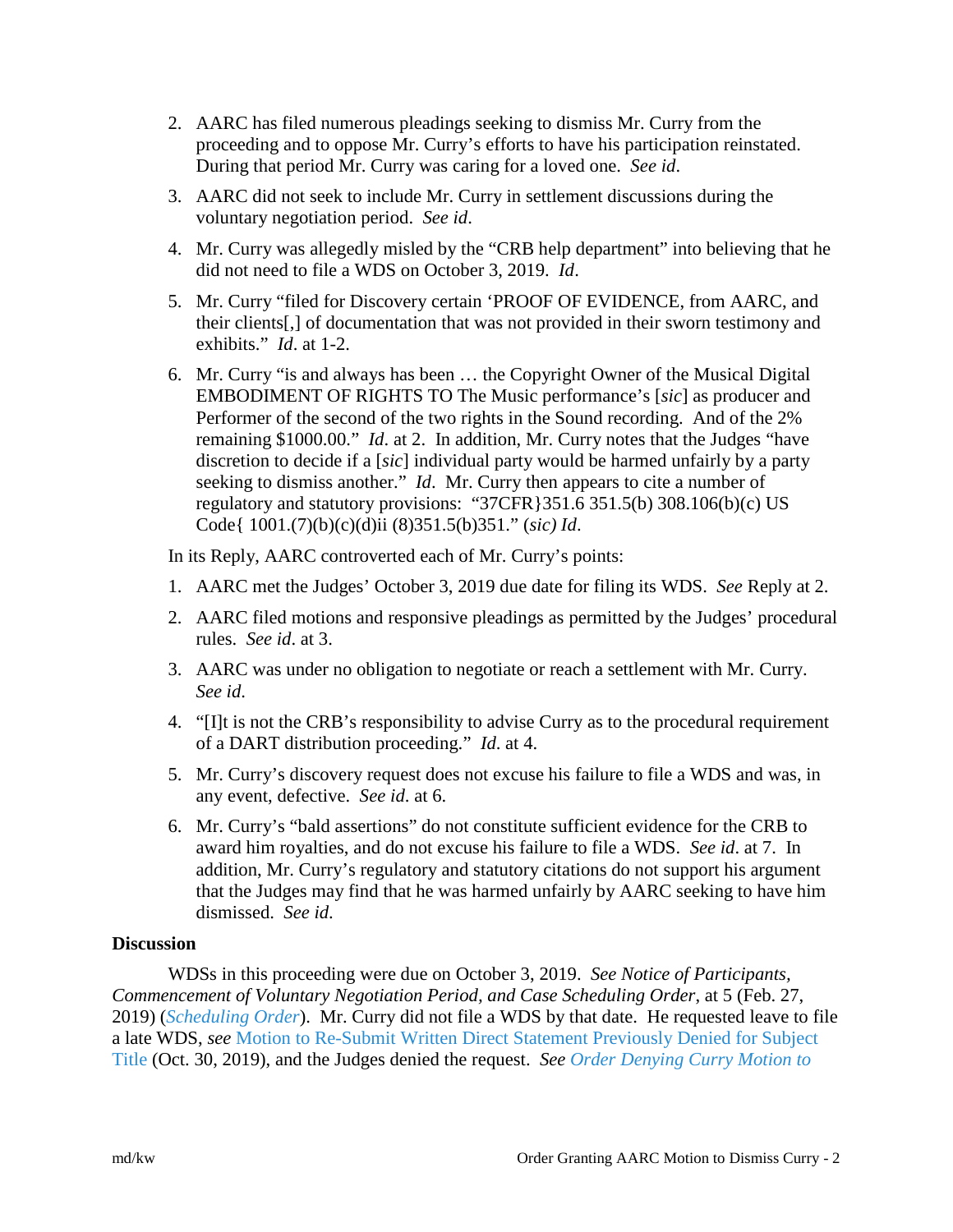2. AARC has filed numerous pleadings seeking to dismiss Mr. Curry from the proceeding and to oppose Mr. Curry's efforts to have his participation reinstated. During that period Mr. Curry was caring for a loved one. *See id*.
3. AARC did not seek to include Mr. Curry in settlement discussions during the voluntary negotiation period. *See id*.
4. Mr. Curry was allegedly misled by the "CRB help department" into believing that he did not need to file a WDS on October 3, 2019. *Id*.
5. Mr. Curry "filed for Discovery certain 'PROOF OF EVIDENCE, from AARC, and their clients[,] of documentation that was not provided in their sworn testimony and exhibits." *Id*. at 1-2.
6. Mr. Curry "is and always has been … the Copyright Owner of the Musical Digital EMBODIMENT OF RIGHTS TO The Music performance's [*sic*] as producer and Performer of the second of the two rights in the Sound recording. And of the 2% remaining $1000.00." *Id*. at 2. In addition, Mr. Curry notes that the Judges "have discretion to decide if a [*sic*] individual party would be harmed unfairly by a party seeking to dismiss another." *Id*. Mr. Curry then appears to cite a number of regulatory and statutory provisions: "37CFR}351.6 351.5(b) 308.106(b)(c) US Code{ 1001.(7)(b)(c)(d)ii (8)351.5(b)351." (*sic) Id*.

In its Reply, AARC controverted each of Mr. Curry's points:

1. AARC met the Judges' October 3, 2019 due date for filing its WDS. *See* Reply at 2.
2. AARC filed motions and responsive pleadings as permitted by the Judges' procedural rules. *See id*. at 3.
3. AARC was under no obligation to negotiate or reach a settlement with Mr. Curry. *See id*.
4. "[I]t is not the CRB's responsibility to advise Curry as to the procedural requirement of a DART distribution proceeding." *Id*. at 4.
5. Mr. Curry's discovery request does not excuse his failure to file a WDS and was, in any event, defective. *See id*. at 6.
6. Mr. Curry's "bald assertions" do not constitute sufficient evidence for the CRB to award him royalties, and do not excuse his failure to file a WDS. *See id*. at 7. In addition, Mr. Curry's regulatory and statutory citations do not support his argument that the Judges may find that he was harmed unfairly by AARC seeking to have him dismissed. *See id*.

**Discussion**

WDSs in this proceeding were due on October 3, 2019. *See Notice of Participants, Commencement of Voluntary Negotiation Period, and Case Scheduling Order*, at 5 (Feb. 27, 2019) (*Scheduling Order*). Mr. Curry did not file a WDS by that date. He requested leave to file a late WDS, *see* Motion to Re-Submit Written Direct Statement Previously Denied for Subject Title (Oct. 30, 2019), and the Judges denied the request. *See Order Denying Curry Motion to*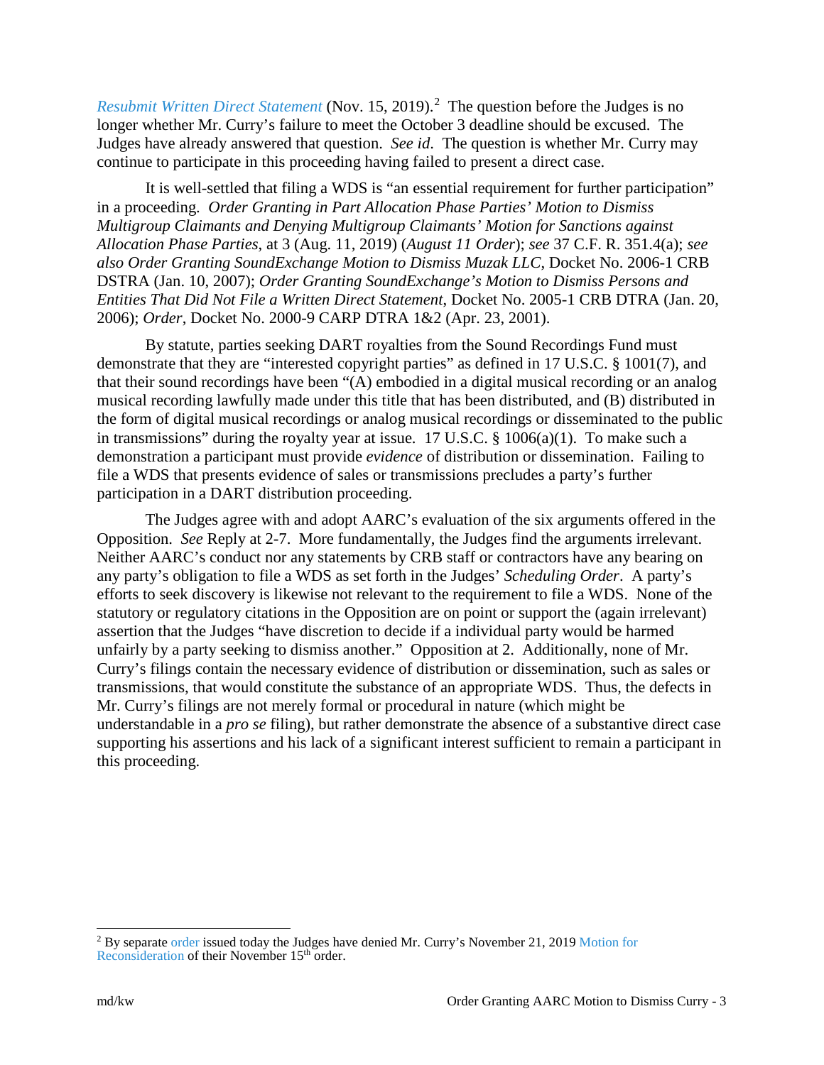*Resubmit Written Direct Statement* (Nov. 15, 2019).[2] The question before the Judges is no longer whether Mr. Curry's failure to meet the October 3 deadline should be excused. The Judges have already answered that question. *See id*. The question is whether Mr. Curry may continue to participate in this proceeding having failed to present a direct case.

It is well-settled that filing a WDS is "an essential requirement for further participation" in a proceeding. *Order Granting in Part Allocation Phase Parties' Motion to Dismiss Multigroup Claimants and Denying Multigroup Claimants' Motion for Sanctions against Allocation Phase Parties*, at 3 (Aug. 11, 2019) (*August 11 Order*); *see* 37 C.F. R. 351.4(a); *see also Order Granting SoundExchange Motion to Dismiss Muzak LLC*, Docket No. 2006-1 CRB DSTRA (Jan. 10, 2007); *Order Granting SoundExchange's Motion to Dismiss Persons and Entities That Did Not File a Written Direct Statement*, Docket No. 2005-1 CRB DTRA (Jan. 20, 2006); *Order*, Docket No. 2000-9 CARP DTRA 1&2 (Apr. 23, 2001).

By statute, parties seeking DART royalties from the Sound Recordings Fund must demonstrate that they are "interested copyright parties" as defined in 17 U.S.C. § 1001(7), and that their sound recordings have been "(A) embodied in a digital musical recording or an analog musical recording lawfully made under this title that has been distributed, and (B) distributed in the form of digital musical recordings or analog musical recordings or disseminated to the public in transmissions" during the royalty year at issue. 17 U.S.C. § 1006(a)(1). To make such a demonstration a participant must provide *evidence* of distribution or dissemination. Failing to file a WDS that presents evidence of sales or transmissions precludes a party's further participation in a DART distribution proceeding.

The Judges agree with and adopt AARC's evaluation of the six arguments offered in the Opposition. *See* Reply at 2-7. More fundamentally, the Judges find the arguments irrelevant. Neither AARC's conduct nor any statements by CRB staff or contractors have any bearing on any party's obligation to file a WDS as set forth in the Judges' *Scheduling Order*. A party's efforts to seek discovery is likewise not relevant to the requirement to file a WDS. None of the statutory or regulatory citations in the Opposition are on point or support the (again irrelevant) assertion that the Judges "have discretion to decide if a individual party would be harmed unfairly by a party seeking to dismiss another." Opposition at 2. Additionally, none of Mr. Curry's filings contain the necessary evidence of distribution or dissemination, such as sales or transmissions, that would constitute the substance of an appropriate WDS. Thus, the defects in Mr. Curry's filings are not merely formal or procedural in nature (which might be understandable in a *pro se* filing), but rather demonstrate the absence of a substantive direct case supporting his assertions and his lack of a significant interest sufficient to remain a participant in this proceeding.

---

[2] By separate order issued today the Judges have denied Mr. Curry's November 21, 2019 Motion for Reconsideration of their November 15th order.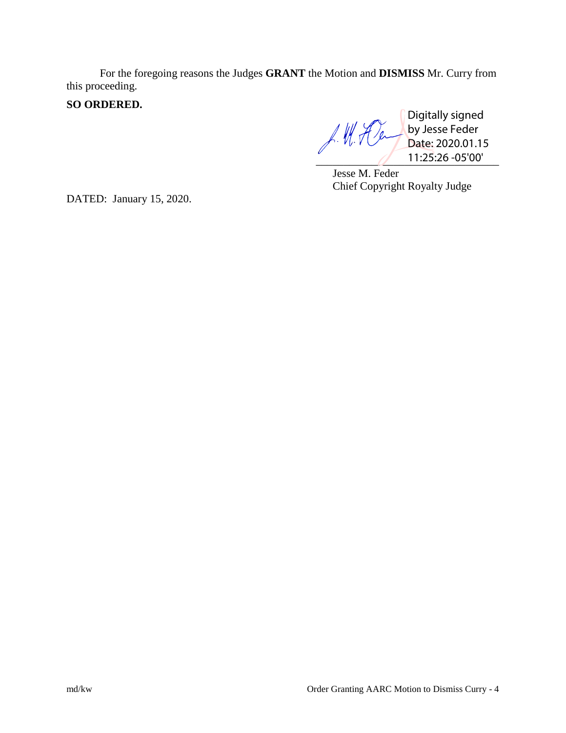For the foregoing reasons the Judges **GRANT** the Motion and **DISMISS** Mr. Curry from this proceeding.

**SO ORDERED.**

Digitally signed by Jesse Feder
Date: 2020.01.15 11:25:26 -05'00'

Jesse M. Feder
Chief Copyright Royalty Judge

DATED: January 15, 2020.

md/kw